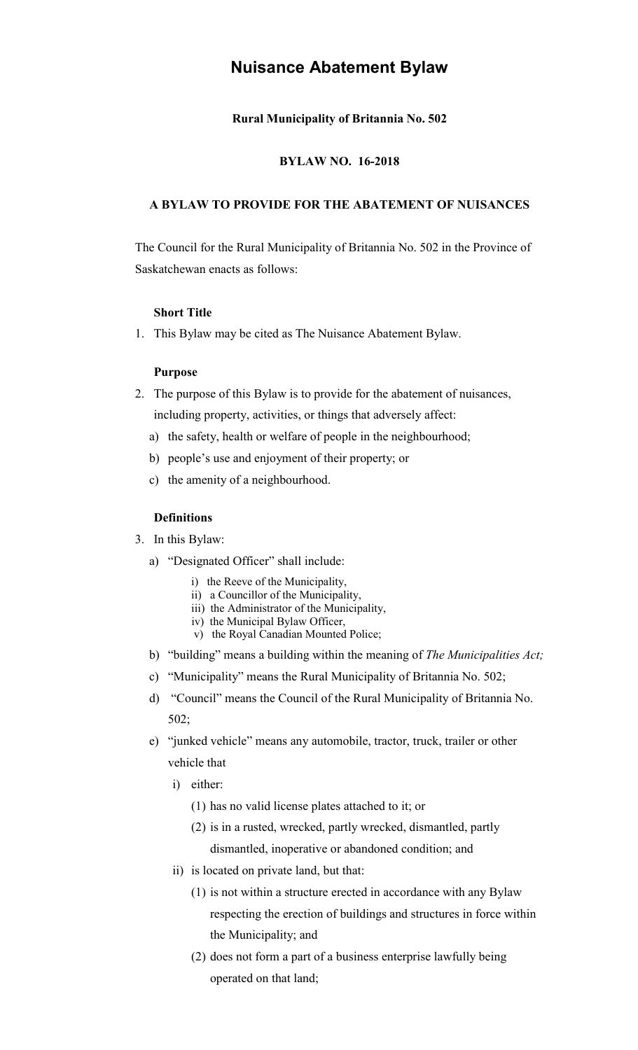# Nuisance Abatement Bylaw

**Rural Municipality of Britannia No. 502**

**BYLAW NO. 16-2018**

**A BYLAW TO PROVIDE FOR THE ABATEMENT OF NUISANCES**

The Council for the Rural Municipality of Britannia No. 502 in the Province of Saskatchewan enacts as follows:

**Short Title**

1. This Bylaw may be cited as The Nuisance Abatement Bylaw.

**Purpose**

2. The purpose of this Bylaw is to provide for the abatement of nuisances, including property, activities, or things that adversely affect:
   a) the safety, health or welfare of people in the neighbourhood;
   b) people's use and enjoyment of their property; or
   c) the amenity of a neighbourhood.

**Definitions**

3. In this Bylaw:
   a) "Designated Officer" shall include:
      i) the Reeve of the Municipality,
      ii) a Councillor of the Municipality,
      iii) the Administrator of the Municipality,
      iv) the Municipal Bylaw Officer,
      v) the Royal Canadian Mounted Police;
   b) "building" means a building within the meaning of *The Municipalities Act;*
   c) "Municipality" means the Rural Municipality of Britannia No. 502;
   d) "Council" means the Council of the Rural Municipality of Britannia No. 502;
   e) "junked vehicle" means any automobile, tractor, truck, trailer or other vehicle that
      i) either:
         (1) has no valid license plates attached to it; or
         (2) is in a rusted, wrecked, partly wrecked, dismantled, partly dismantled, inoperative or abandoned condition; and
      ii) is located on private land, but that:
         (1) is not within a structure erected in accordance with any Bylaw respecting the erection of buildings and structures in force within the Municipality; and
         (2) does not form a part of a business enterprise lawfully being operated on that land;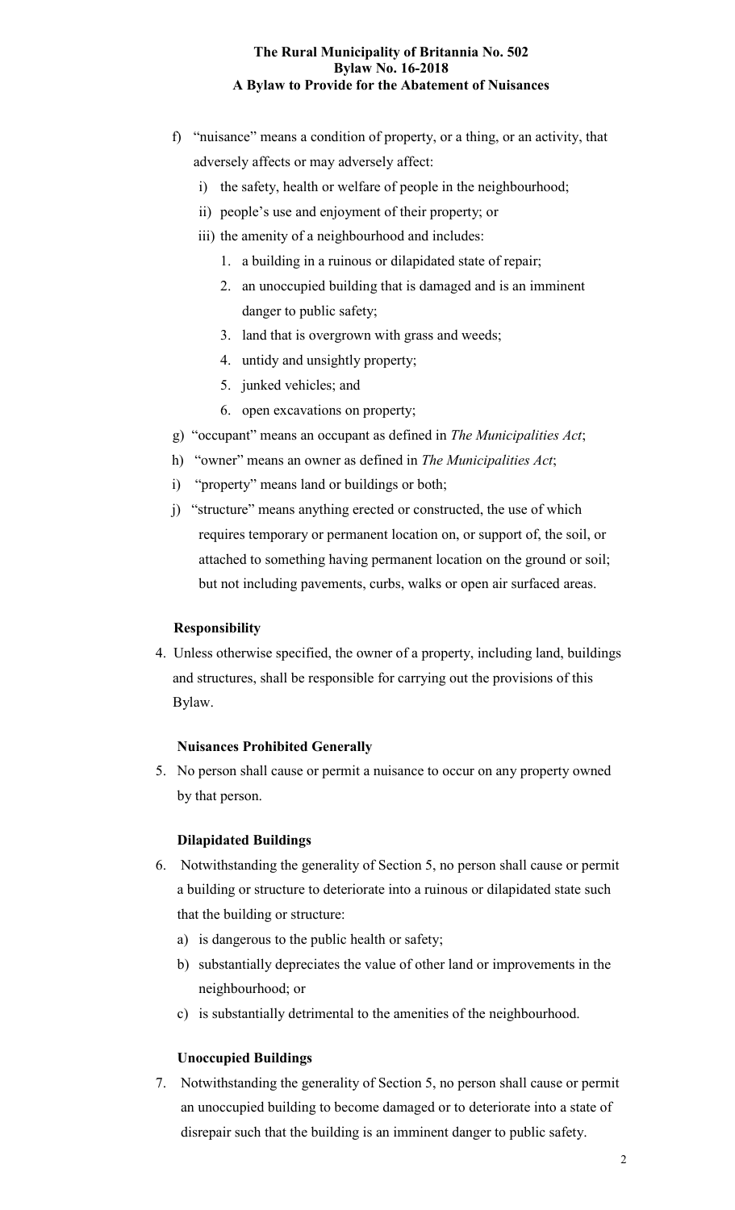f) "nuisance" means a condition of property, or a thing, or an activity, that adversely affects or may adversely affect:
   i) the safety, health or welfare of people in the neighbourhood;
   ii) people's use and enjoyment of their property; or
   iii) the amenity of a neighbourhood and includes:
      1. a building in a ruinous or dilapidated state of repair;
      2. an unoccupied building that is damaged and is an imminent danger to public safety;
      3. land that is overgrown with grass and weeds;
      4. untidy and unsightly property;
      5. junked vehicles; and
      6. open excavations on property;

g) "occupant" means an occupant as defined in *The Municipalities Act*;

h) "owner" means an owner as defined in *The Municipalities Act*;

i) "property" means land or buildings or both;

j) "structure" means anything erected or constructed, the use of which requires temporary or permanent location on, or support of, the soil, or attached to something having permanent location on the ground or soil; but not including pavements, curbs, walks or open air surfaced areas.

**Responsibility**

4. Unless otherwise specified, the owner of a property, including land, buildings and structures, shall be responsible for carrying out the provisions of this Bylaw.

**Nuisances Prohibited Generally**

5. No person shall cause or permit a nuisance to occur on any property owned by that person.

**Dilapidated Buildings**

6. Notwithstanding the generality of Section 5, no person shall cause or permit a building or structure to deteriorate into a ruinous or dilapidated state such that the building or structure:
   a) is dangerous to the public health or safety;
   b) substantially depreciates the value of other land or improvements in the neighbourhood; or
   c) is substantially detrimental to the amenities of the neighbourhood.

**Unoccupied Buildings**

7. Notwithstanding the generality of Section 5, no person shall cause or permit an unoccupied building to become damaged or to deteriorate into a state of disrepair such that the building is an imminent danger to public safety.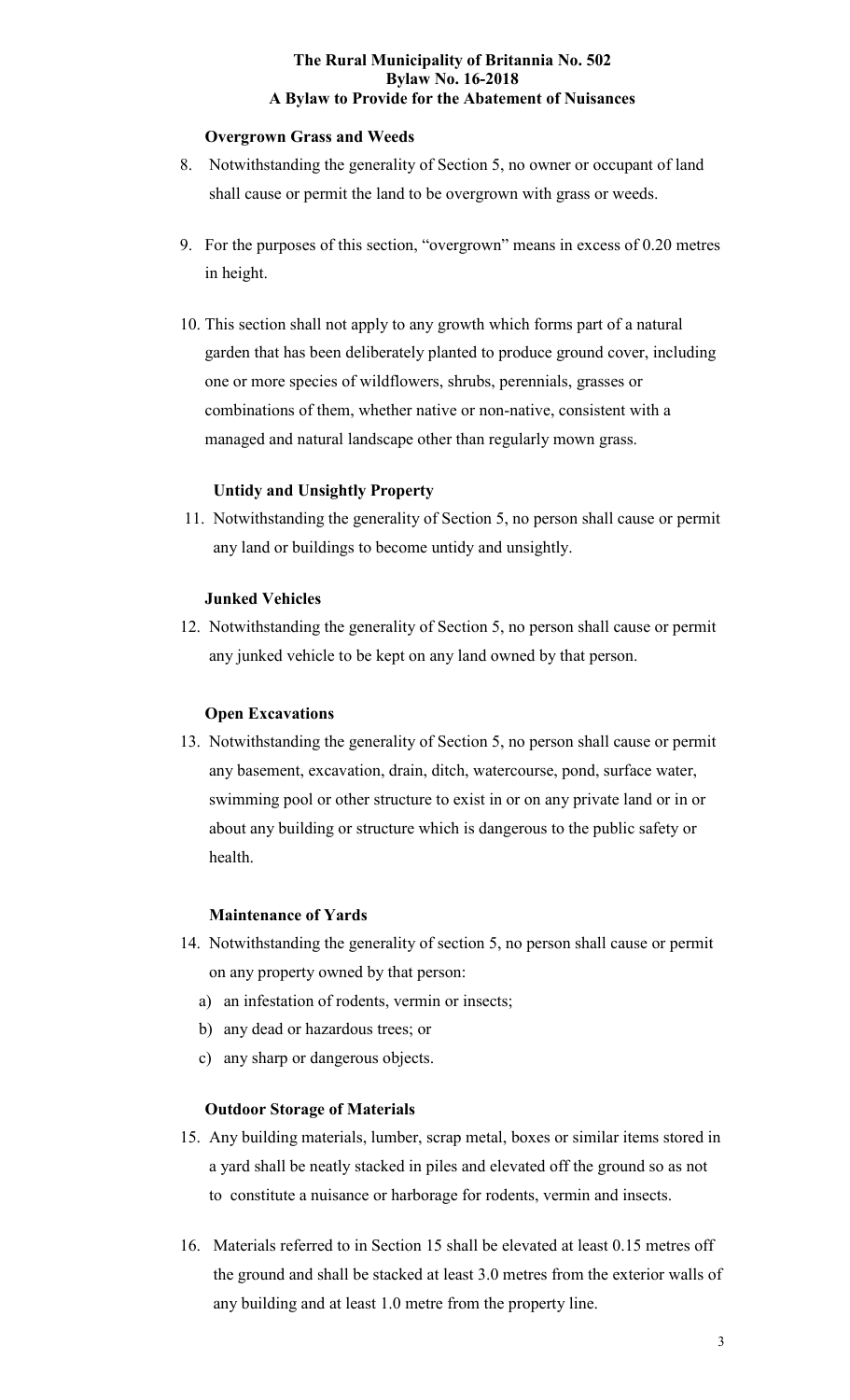**Overgrown Grass and Weeds**

8. Notwithstanding the generality of Section 5, no owner or occupant of land shall cause or permit the land to be overgrown with grass or weeds.

9. For the purposes of this section, "overgrown" means in excess of 0.20 metres in height.

10. This section shall not apply to any growth which forms part of a natural garden that has been deliberately planted to produce ground cover, including one or more species of wildflowers, shrubs, perennials, grasses or combinations of them, whether native or non-native, consistent with a managed and natural landscape other than regularly mown grass.

**Untidy and Unsightly Property**

11. Notwithstanding the generality of Section 5, no person shall cause or permit any land or buildings to become untidy and unsightly.

**Junked Vehicles**

12. Notwithstanding the generality of Section 5, no person shall cause or permit any junked vehicle to be kept on any land owned by that person.

**Open Excavations**

13. Notwithstanding the generality of Section 5, no person shall cause or permit any basement, excavation, drain, ditch, watercourse, pond, surface water, swimming pool or other structure to exist in or on any private land or in or about any building or structure which is dangerous to the public safety or health.

**Maintenance of Yards**

14. Notwithstanding the generality of section 5, no person shall cause or permit on any property owned by that person:
    a) an infestation of rodents, vermin or insects;
    b) any dead or hazardous trees; or
    c) any sharp or dangerous objects.

**Outdoor Storage of Materials**

15. Any building materials, lumber, scrap metal, boxes or similar items stored in a yard shall be neatly stacked in piles and elevated off the ground so as not to constitute a nuisance or harborage for rodents, vermin and insects.

16. Materials referred to in Section 15 shall be elevated at least 0.15 metres off the ground and shall be stacked at least 3.0 metres from the exterior walls of any building and at least 1.0 metre from the property line.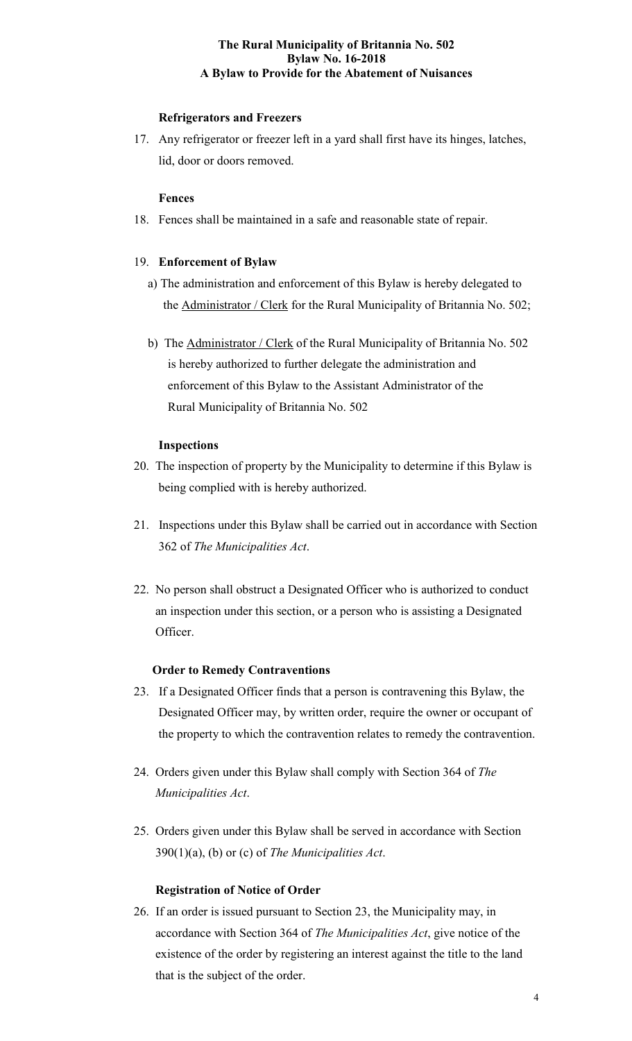**Refrigerators and Freezers**

17. Any refrigerator or freezer left in a yard shall first have its hinges, latches, lid, door or doors removed.

**Fences**

18. Fences shall be maintained in a safe and reasonable state of repair.

19. **Enforcement of Bylaw**

   a) The administration and enforcement of this Bylaw is hereby delegated to the Administrator / Clerk for the Rural Municipality of Britannia No. 502;

   b) The Administrator / Clerk of the Rural Municipality of Britannia No. 502 is hereby authorized to further delegate the administration and enforcement of this Bylaw to the Assistant Administrator of the Rural Municipality of Britannia No. 502

**Inspections**

20. The inspection of property by the Municipality to determine if this Bylaw is being complied with is hereby authorized.

21. Inspections under this Bylaw shall be carried out in accordance with Section 362 of *The Municipalities Act*.

22. No person shall obstruct a Designated Officer who is authorized to conduct an inspection under this section, or a person who is assisting a Designated Officer.

**Order to Remedy Contraventions**

23. If a Designated Officer finds that a person is contravening this Bylaw, the Designated Officer may, by written order, require the owner or occupant of the property to which the contravention relates to remedy the contravention.

24. Orders given under this Bylaw shall comply with Section 364 of *The Municipalities Act*.

25. Orders given under this Bylaw shall be served in accordance with Section 390(1)(a), (b) or (c) of *The Municipalities Act*.

**Registration of Notice of Order**

26. If an order is issued pursuant to Section 23, the Municipality may, in accordance with Section 364 of *The Municipalities Act*, give notice of the existence of the order by registering an interest against the title to the land that is the subject of the order.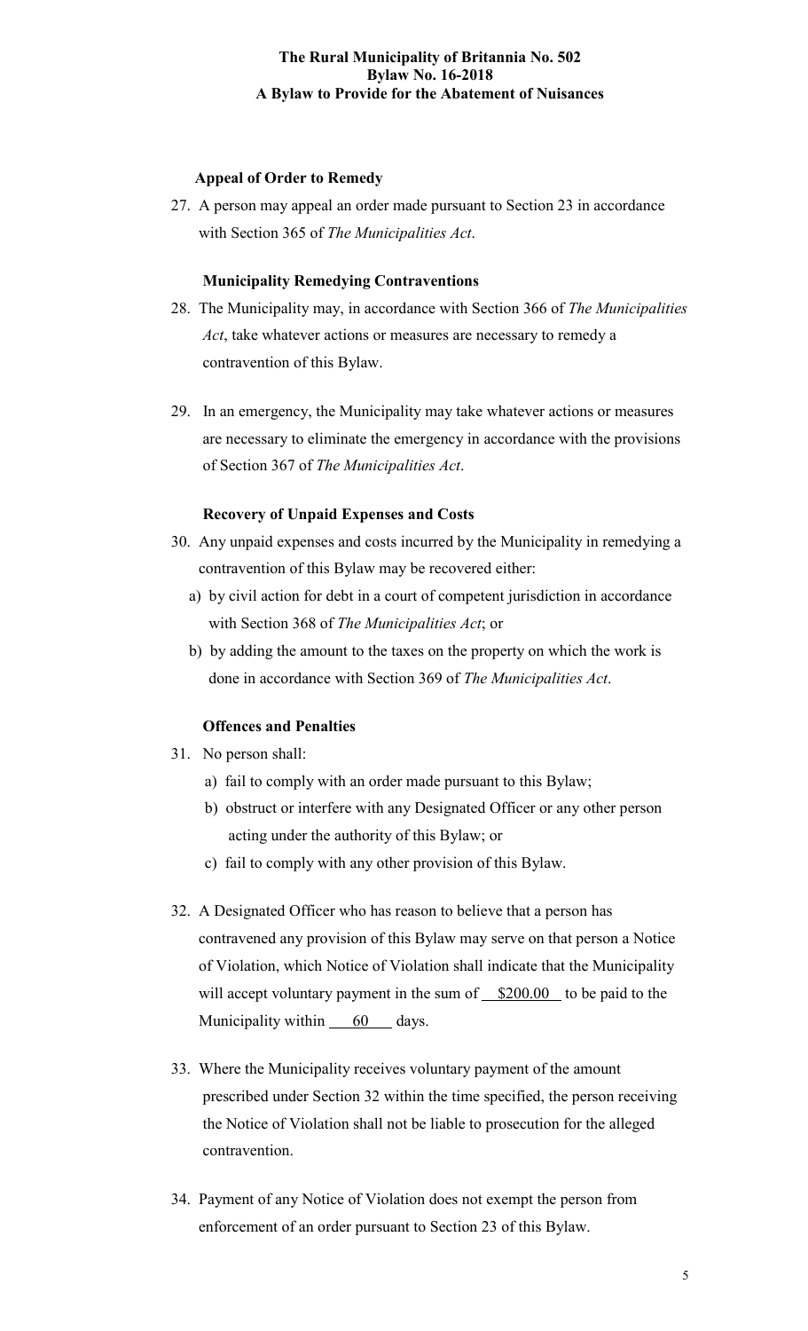**Appeal of Order to Remedy**

27. A person may appeal an order made pursuant to Section 23 in accordance with Section 365 of *The Municipalities Act*.

**Municipality Remedying Contraventions**

28. The Municipality may, in accordance with Section 366 of *The Municipalities Act*, take whatever actions or measures are necessary to remedy a contravention of this Bylaw.

29. In an emergency, the Municipality may take whatever actions or measures are necessary to eliminate the emergency in accordance with the provisions of Section 367 of *The Municipalities Act*.

**Recovery of Unpaid Expenses and Costs**

30. Any unpaid expenses and costs incurred by the Municipality in remedying a contravention of this Bylaw may be recovered either:
    a) by civil action for debt in a court of competent jurisdiction in accordance with Section 368 of *The Municipalities Act*; or
    b) by adding the amount to the taxes on the property on which the work is done in accordance with Section 369 of *The Municipalities Act*.

**Offences and Penalties**

31. No person shall:
    a) fail to comply with an order made pursuant to this Bylaw;
    b) obstruct or interfere with any Designated Officer or any other person acting under the authority of this Bylaw; or
    c) fail to comply with any other provision of this Bylaw.

32. A Designated Officer who has reason to believe that a person has contravened any provision of this Bylaw may serve on that person a Notice of Violation, which Notice of Violation shall indicate that the Municipality will accept voluntary payment in the sum of \_\_\$200.00\_\_ to be paid to the Municipality within \_\_60\_\_ days.

33. Where the Municipality receives voluntary payment of the amount prescribed under Section 32 within the time specified, the person receiving the Notice of Violation shall not be liable to prosecution for the alleged contravention.

34. Payment of any Notice of Violation does not exempt the person from enforcement of an order pursuant to Section 23 of this Bylaw.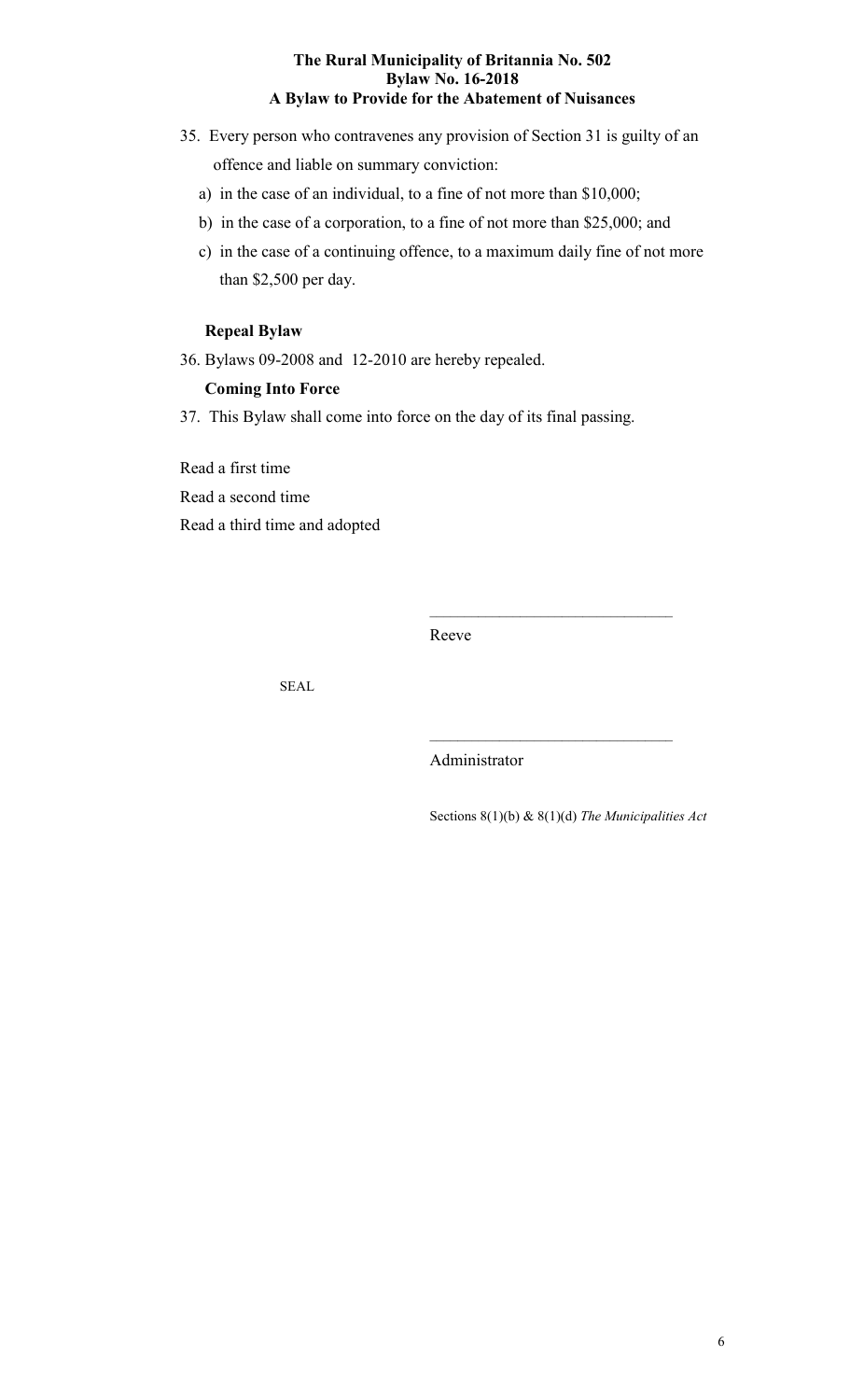35. Every person who contravenes any provision of Section 31 is guilty of an offence and liable on summary conviction:
    a) in the case of an individual, to a fine of not more than $10,000;
    b) in the case of a corporation, to a fine of not more than $25,000; and
    c) in the case of a continuing offence, to a maximum daily fine of not more than $2,500 per day.

**Repeal Bylaw**

36. Bylaws 09-2008 and 12-2010 are hereby repealed.

**Coming Into Force**

37. This Bylaw shall come into force on the day of its final passing.

Read a first time

Read a second time

Read a third time and adopted

______________________________

Reeve

SEAL

______________________________

Administrator

Sections 8(1)(b) & 8(1)(d) *The Municipalities Act*